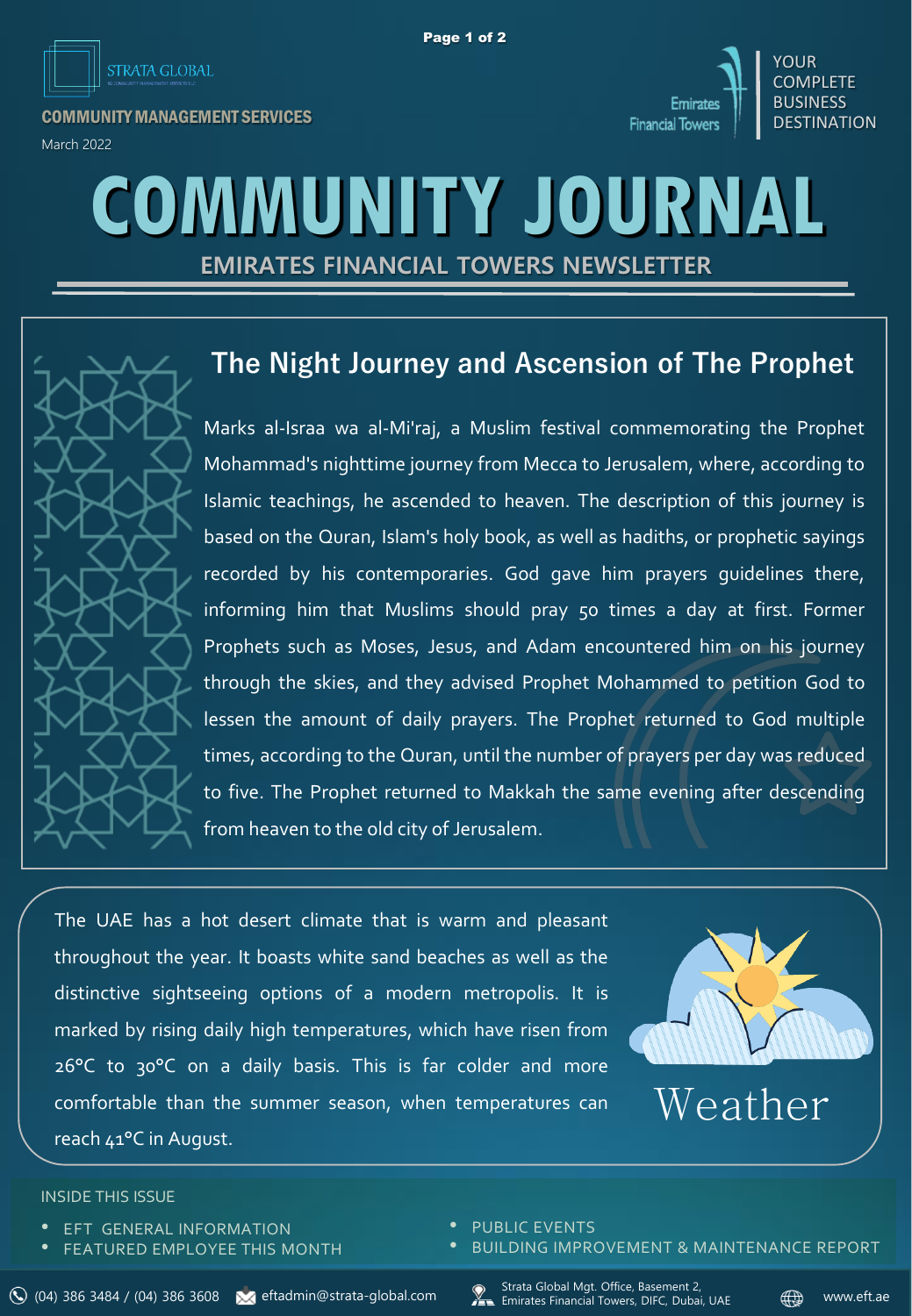STRATA GLOBAL

COMMUNITY MANAGEMENT SERVICES

March 2022

Emirates Financial Towers

YOUR COMPLETE BUSINESS DESTINATION

# COMMUNITY JOURNAL

## EMIRATES FINANCIAL TOWERS NEWSLETTER

## The Night Journey and Ascension of The Prophet

Marks al-Israa wa al-Mi'raj, a Muslim festival commemorating the Prophet Mohammad's nighttime journey from Mecca to Jerusalem, where, according to Islamic teachings, he ascended to heaven. The description of this journey is based on the Quran, Islam's holy book, as well as hadiths, or prophetic sayings recorded by his contemporaries. God gave him prayers guidelines there, informing him that Muslims should pray 50 times a day at first. Former Prophets such as Moses, Jesus, and Adam encountered him on his journey through the skies, and they advised Prophet Mohammed to petition God to lessen the amount of daily prayers. The Prophet returned to God multiple times, according to the Quran, until the number of prayers per day was reduced to five. The Prophet returned to Makkah the same evening after descending from heaven to the old city of Jerusalem.

## Weather

The UAE has a hot desert climate that is warm and pleasant throughout the year. It boasts white sand beaches as well as the distinctive sightseeing options of a modern metropolis. It is marked by rising daily high temperatures, which have risen from 26°C to 30°C on a daily basis. This is far colder and more comfortable than the summer season, when temperatures can reach 41°C in August.

INSIDE THIS ISSUE

- EFT GENERAL INFORMATION
- FEATURED EMPLOYEE THIS MONTH
- PUBLIC EVENTS
- BUILDING IMPROVEMENT & MAINTENANCE REPORT

(04) 386 3484 / (04) 386 3608 | eftadmin@strata-global.com | Strata Global Mgt. Office, Basement 2, Emirates Financial Towers, DIFC, Dubai, UAE | www.eft.ae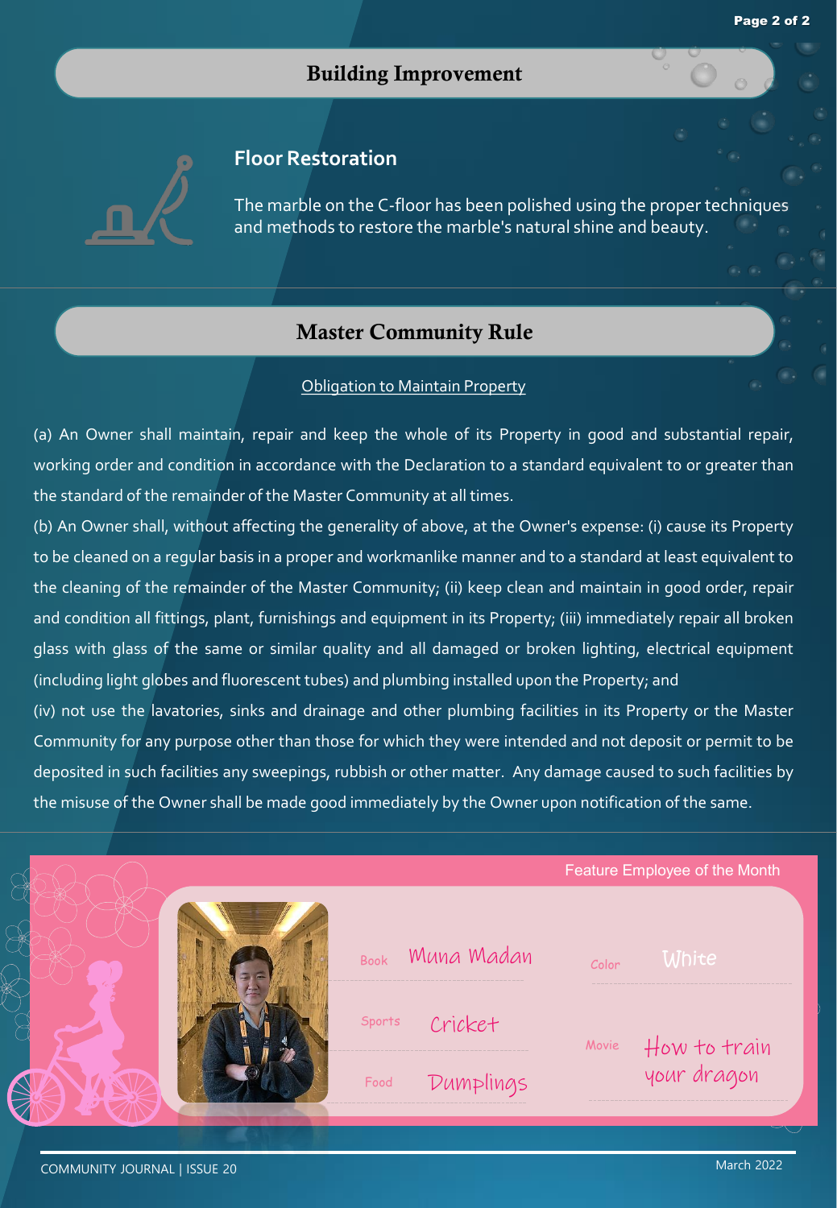## Building Improvement

### Floor Restoration

The marble on the C-floor has been polished using the proper techniques and methods to restore the marble's natural shine and beauty.

## Master Community Rule

Obligation to Maintain Property

(a) An Owner shall maintain, repair and keep the whole of its Property in good and substantial repair, working order and condition in accordance with the Declaration to a standard equivalent to or greater than the standard of the remainder of the Master Community at all times.

(b) An Owner shall, without affecting the generality of above, at the Owner's expense: (i) cause its Property to be cleaned on a regular basis in a proper and workmanlike manner and to a standard at least equivalent to the cleaning of the remainder of the Master Community; (ii) keep clean and maintain in good order, repair and condition all fittings, plant, furnishings and equipment in its Property; (iii) immediately repair all broken glass with glass of the same or similar quality and all damaged or broken lighting, electrical equipment (including light globes and fluorescent tubes) and plumbing installed upon the Property; and

(iv) not use the lavatories, sinks and drainage and other plumbing facilities in its Property or the Master Community for any purpose other than those for which they were intended and not deposit or permit to be deposited in such facilities any sweepings, rubbish or other matter. Any damage caused to such facilities by the misuse of the Owner shall be made good immediately by the Owner upon notification of the same.

### Feature Employee of the Month

Book: Muna Madan

Sports: Cricket

Food: Dumplings

Color: White

Movie: How to train your dragon